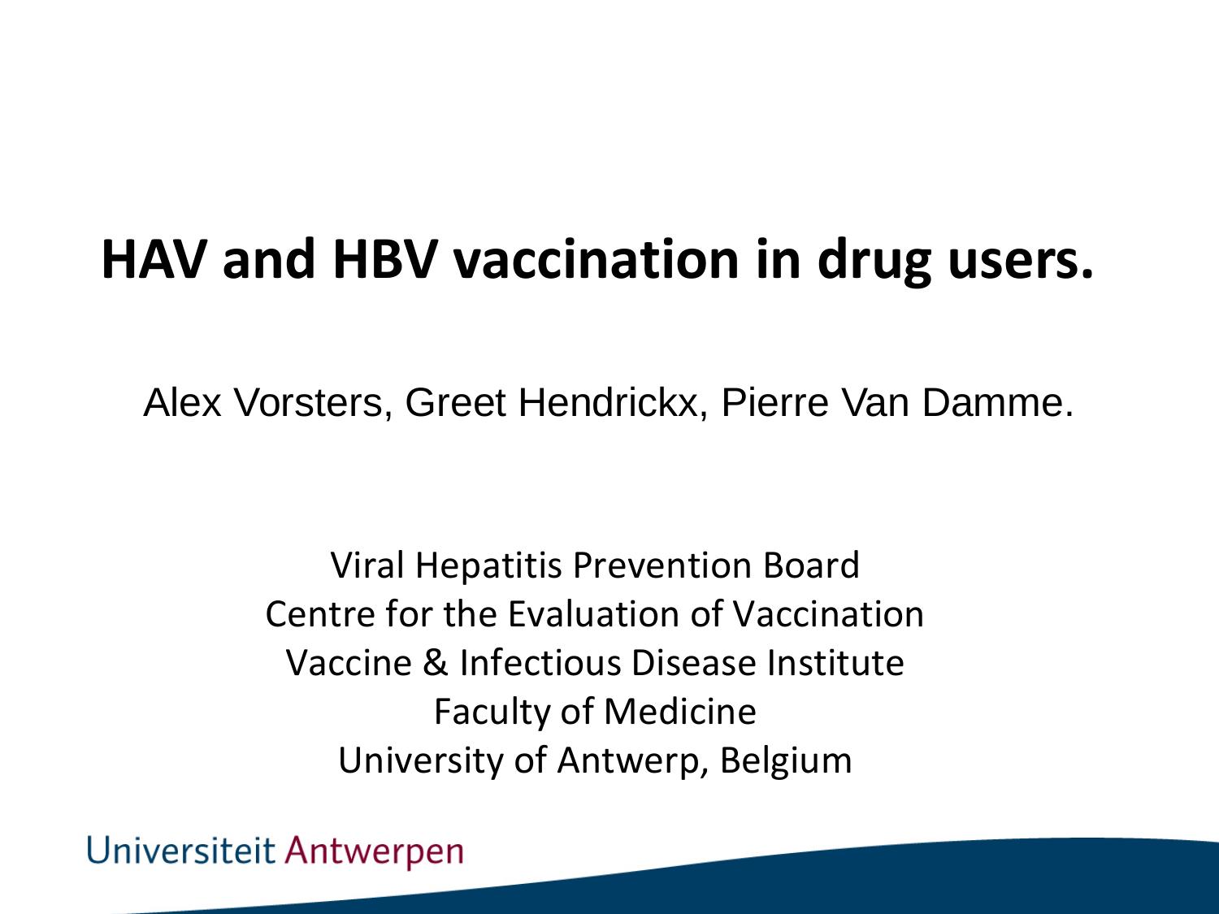# HAV and HBV vaccination in drug users.

Alex Vorsters, Greet Hendrickx, Pierre Van Damme.

Viral Hepatitis Prevention Board
Centre for the Evaluation of Vaccination
Vaccine & Infectious Disease Institute
Faculty of Medicine
University of Antwerp, Belgium

Universiteit Antwerpen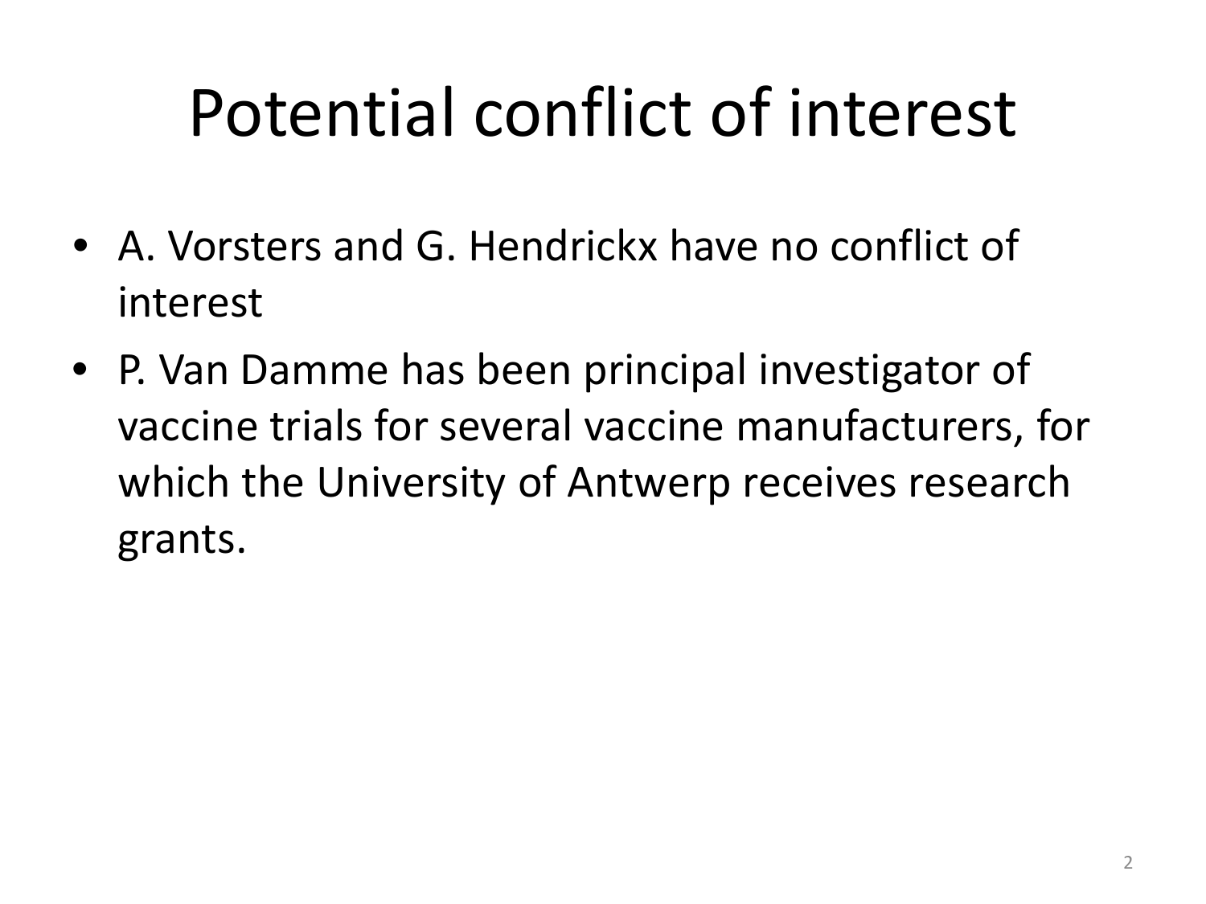# Potential conflict of interest

- A. Vorsters and G. Hendrickx have no conflict of interest
- P. Van Damme has been principal investigator of vaccine trials for several vaccine manufacturers, for which the University of Antwerp receives research grants.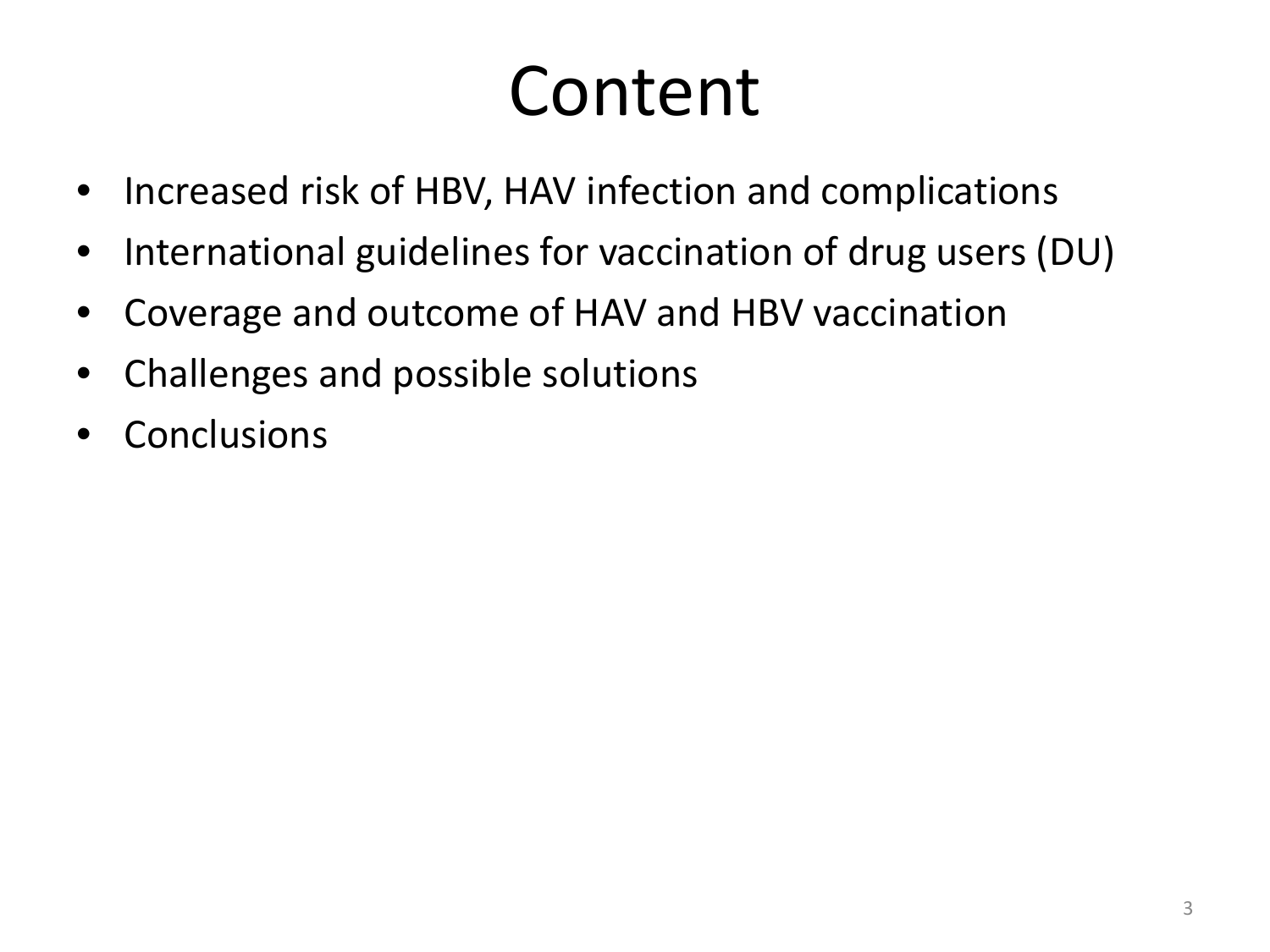# Content

- Increased risk of HBV, HAV infection and complications
- International guidelines for vaccination of drug users (DU)
- Coverage and outcome of HAV and HBV vaccination
- Challenges and possible solutions
- Conclusions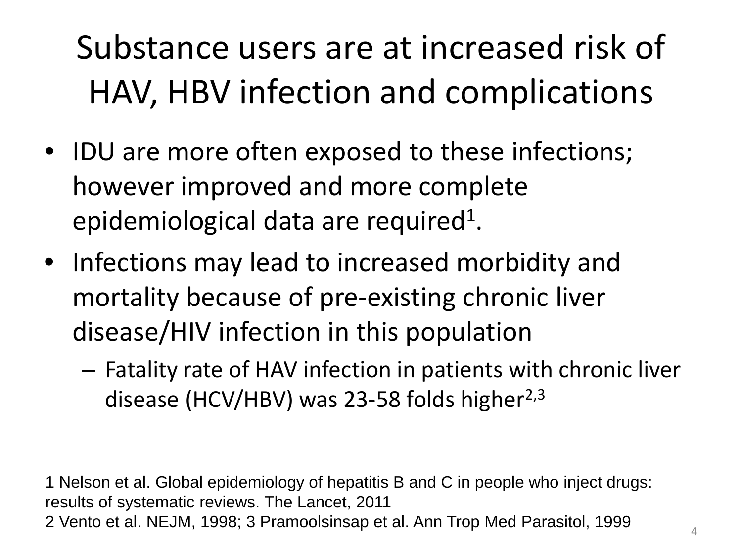# Substance users are at increased risk of HAV, HBV infection and complications

- IDU are more often exposed to these infections; however improved and more complete epidemiological data are required[1].
- Infections may lead to increased morbidity and mortality because of pre-existing chronic liver disease/HIV infection in this population
  - Fatality rate of HAV infection in patients with chronic liver disease (HCV/HBV) was 23-58 folds higher[2,3]

1 Nelson et al. Global epidemiology of hepatitis B and C in people who inject drugs: results of systematic reviews. The Lancet, 2011
2 Vento et al. NEJM, 1998; 3 Pramoolsinsap et al. Ann Trop Med Parasitol, 1999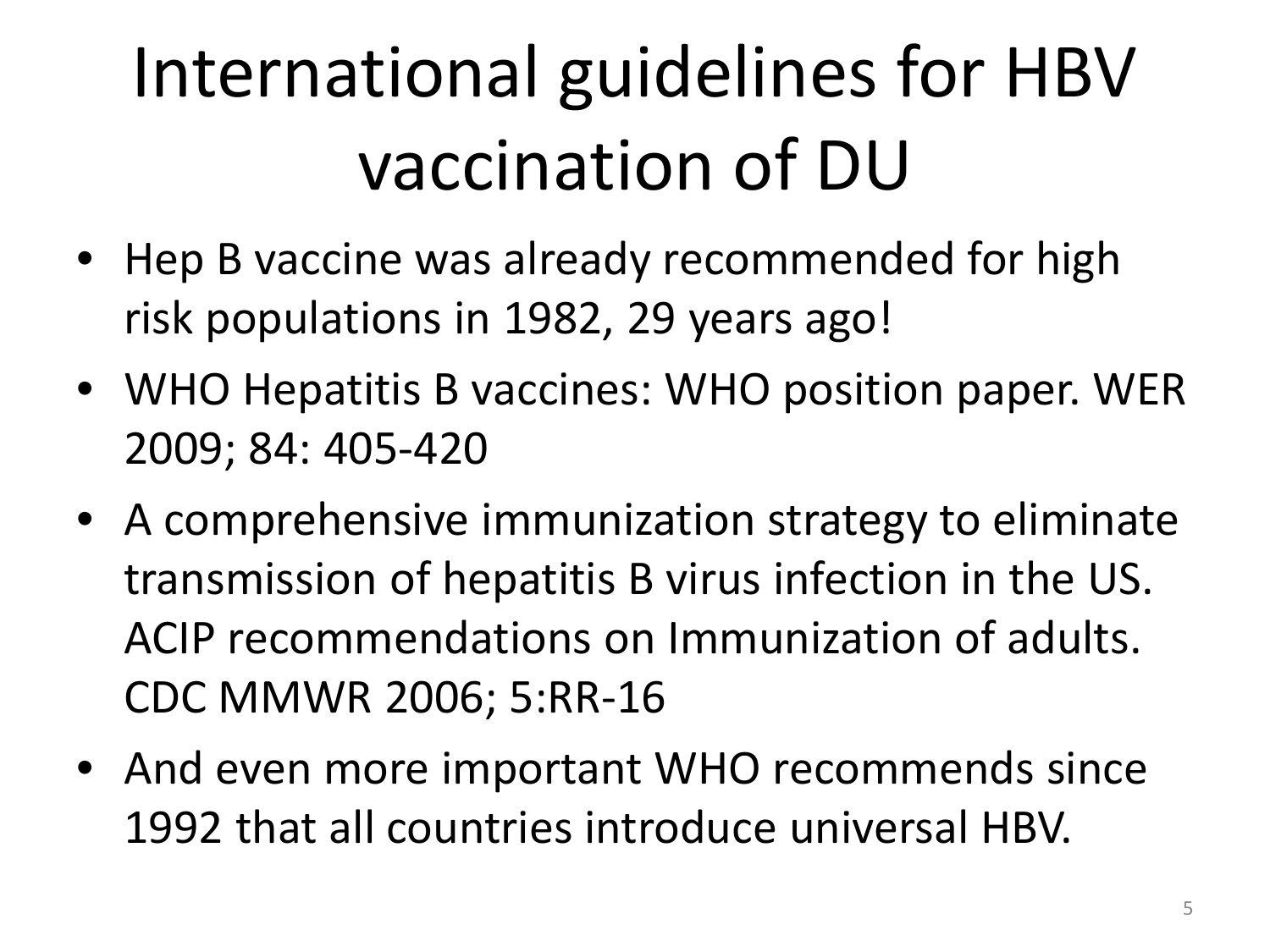# International guidelines for HBV vaccination of DU

- Hep B vaccine was already recommended for high risk populations in 1982, 29 years ago!
- WHO Hepatitis B vaccines: WHO position paper. WER 2009; 84: 405-420
- A comprehensive immunization strategy to eliminate transmission of hepatitis B virus infection in the US. ACIP recommendations on Immunization of adults. CDC MMWR 2006; 5:RR-16
- And even more important WHO recommends since 1992 that all countries introduce universal HBV.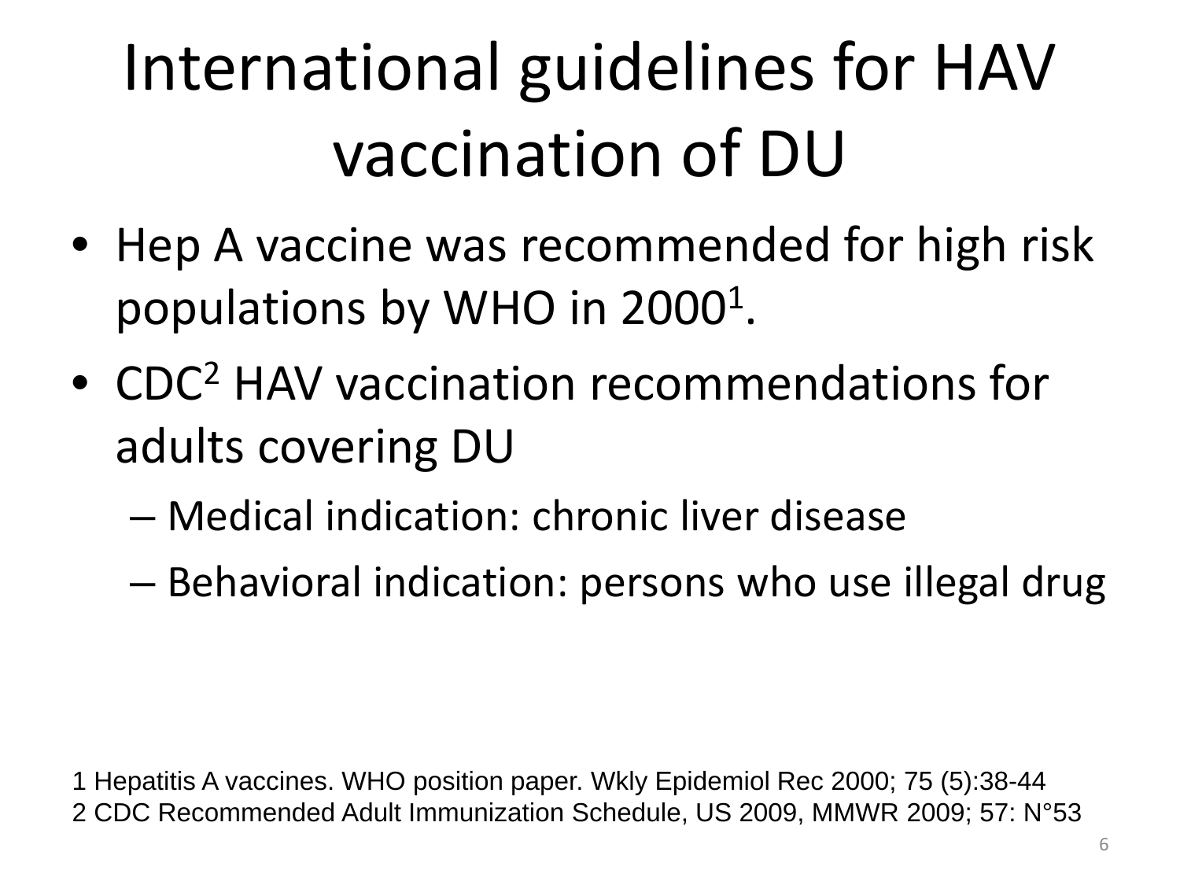# International guidelines for HAV vaccination of DU

- Hep A vaccine was recommended for high risk populations by WHO in 2000[1].
- CDC[2] HAV vaccination recommendations for adults covering DU
  - Medical indication: chronic liver disease
  - Behavioral indication: persons who use illegal drug

1 Hepatitis A vaccines. WHO position paper. Wkly Epidemiol Rec 2000; 75 (5):38-44
2 CDC Recommended Adult Immunization Schedule, US 2009, MMWR 2009; 57: N°53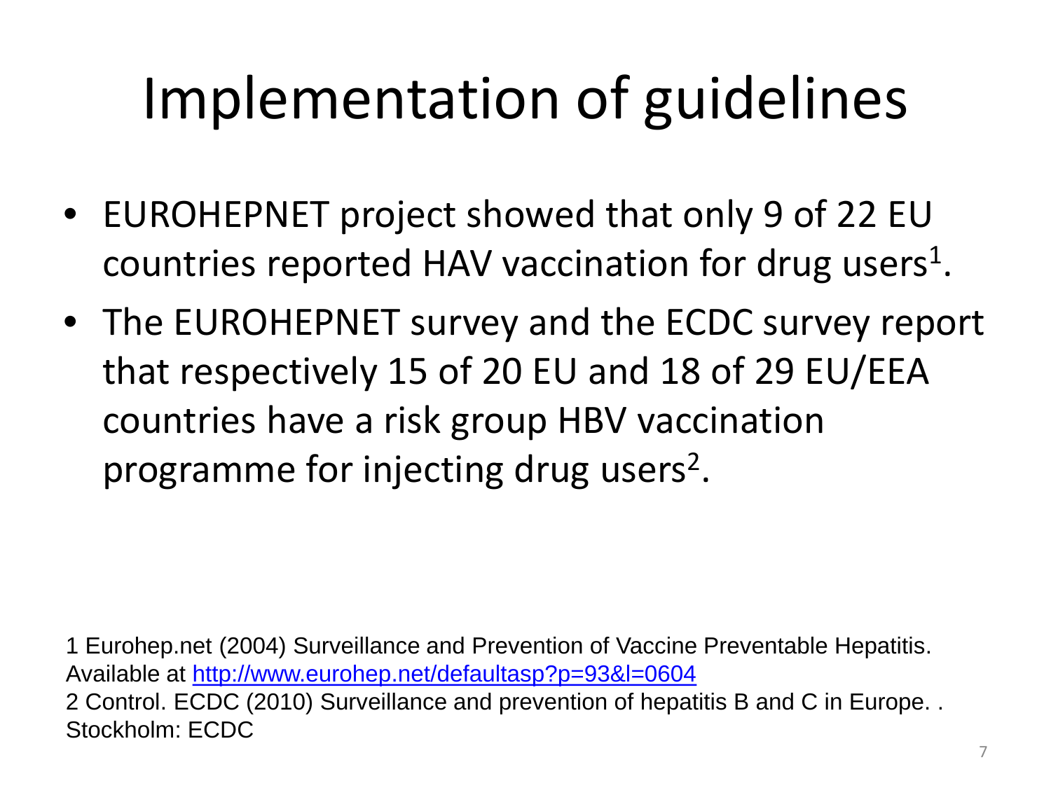# Implementation of guidelines

- EUROHEPNET project showed that only 9 of 22 EU countries reported HAV vaccination for drug users[1].
- The EUROHEPNET survey and the ECDC survey report that respectively 15 of 20 EU and 18 of 29 EU/EEA countries have a risk group HBV vaccination programme for injecting drug users[2].

1 Eurohep.net (2004) Surveillance and Prevention of Vaccine Preventable Hepatitis. Available at [http://www.eurohep.net/defaultasp?p=93&l=0604](http://www.eurohep.net/defaultasp?p=93&l=0604)
2 Control. ECDC (2010) Surveillance and prevention of hepatitis B and C in Europe. . Stockholm: ECDC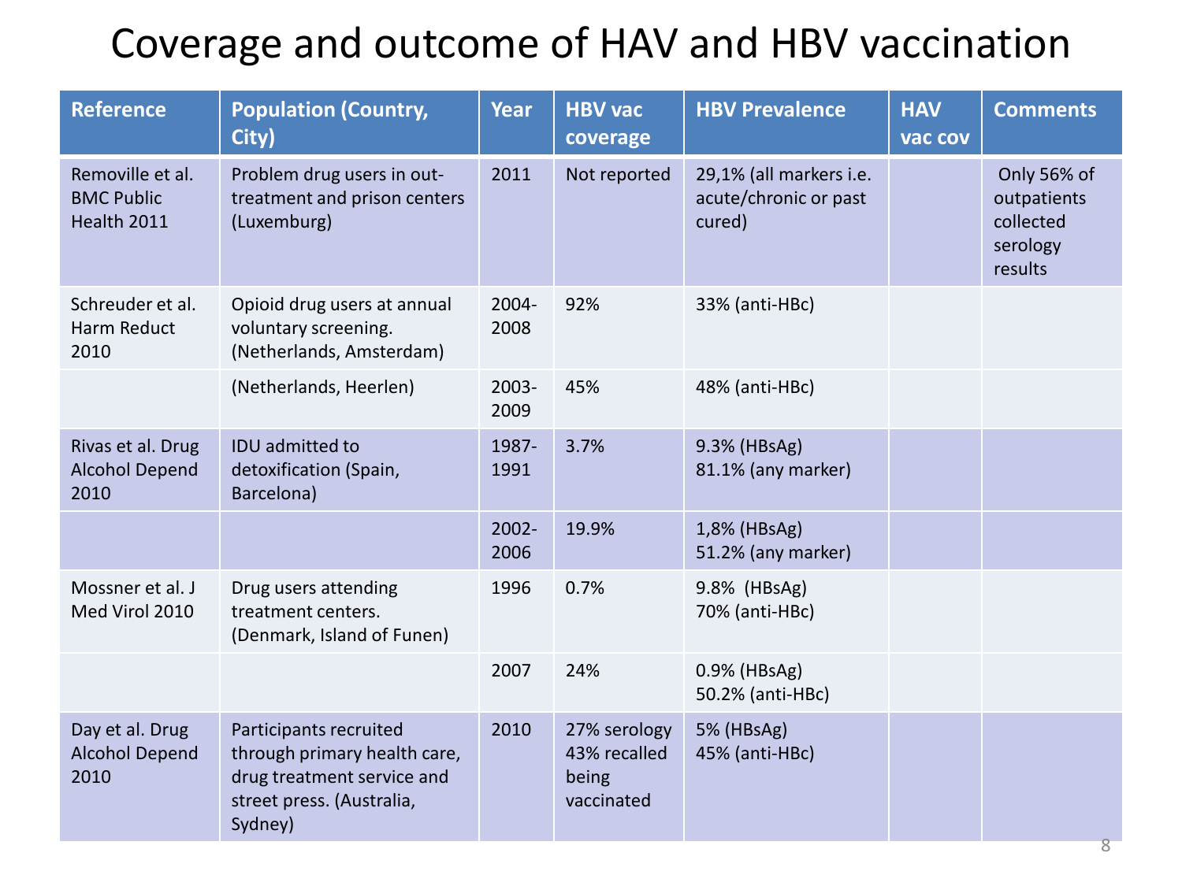# Coverage and outcome of HAV and HBV vaccination

| Reference | Population (Country, City) | Year | HBV vac coverage | HBV Prevalence | HAV vac cov | Comments |
|---|---|---|---|---|---|---|
| Removille et al. BMC Public Health 2011 | Problem drug users in out-treatment and prison centers (Luxemburg) | 2011 | Not reported | 29,1% (all markers i.e. acute/chronic or past cured) | | Only 56% of outpatients collected serology results |
| Schreuder et al. Harm Reduct 2010 | Opioid drug users at annual voluntary screening. (Netherlands, Amsterdam) | 2004-2008 | 92% | 33% (anti-HBc) | | |
| | (Netherlands, Heerlen) | 2003-2009 | 45% | 48% (anti-HBc) | | |
| Rivas et al. Drug Alcohol Depend 2010 | IDU admitted to detoxification (Spain, Barcelona) | 1987-1991 | 3.7% | 9.3% (HBsAg)<br>81.1% (any marker) | | |
| | | 2002-2006 | 19.9% | 1,8% (HBsAg)<br>51.2% (any marker) | | |
| Mossner et al. J Med Virol 2010 | Drug users attending treatment centers. (Denmark, Island of Funen) | 1996 | 0.7% | 9.8% (HBsAg)<br>70% (anti-HBc) | | |
| | | 2007 | 24% | 0.9% (HBsAg)<br>50.2% (anti-HBc) | | |
| Day et al. Drug Alcohol Depend 2010 | Participants recruited through primary health care, drug treatment service and street press. (Australia, Sydney) | 2010 | 27% serology<br>43% recalled being vaccinated | 5% (HBsAg)<br>45% (anti-HBc) | | |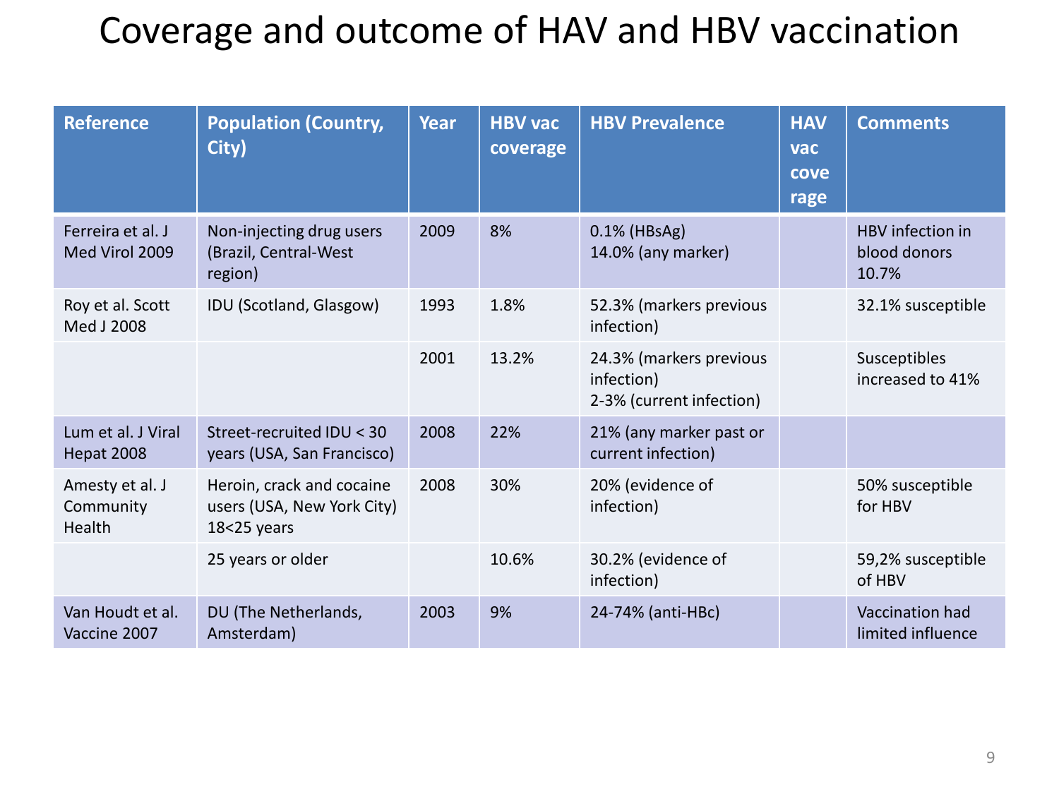# Coverage and outcome of HAV and HBV vaccination

| Reference | Population (Country, City) | Year | HBV vac coverage | HBV Prevalence | HAV vac coverage | Comments |
|---|---|---|---|---|---|---|
| Ferreira et al. J Med Virol 2009 | Non-injecting drug users (Brazil, Central-West region) | 2009 | 8% | 0.1% (HBsAg)<br>14.0% (any marker) | | HBV infection in blood donors 10.7% |
| Roy et al. Scott Med J 2008 | IDU (Scotland, Glasgow) | 1993 | 1.8% | 52.3% (markers previous infection) | | 32.1% susceptible |
| | | 2001 | 13.2% | 24.3% (markers previous infection)<br>2-3% (current infection) | | Susceptibles increased to 41% |
| Lum et al. J Viral Hepat 2008 | Street-recruited IDU < 30 years (USA, San Francisco) | 2008 | 22% | 21% (any marker past or current infection) | | |
| Amesty et al. J Community Health | Heroin, crack and cocaine users (USA, New York City) 18<25 years | 2008 | 30% | 20% (evidence of infection) | | 50% susceptible for HBV |
| | 25 years or older | | 10.6% | 30.2% (evidence of infection) | | 59,2% susceptible of HBV |
| Van Houdt et al. Vaccine 2007 | DU (The Netherlands, Amsterdam) | 2003 | 9% | 24-74% (anti-HBc) | | Vaccination had limited influence |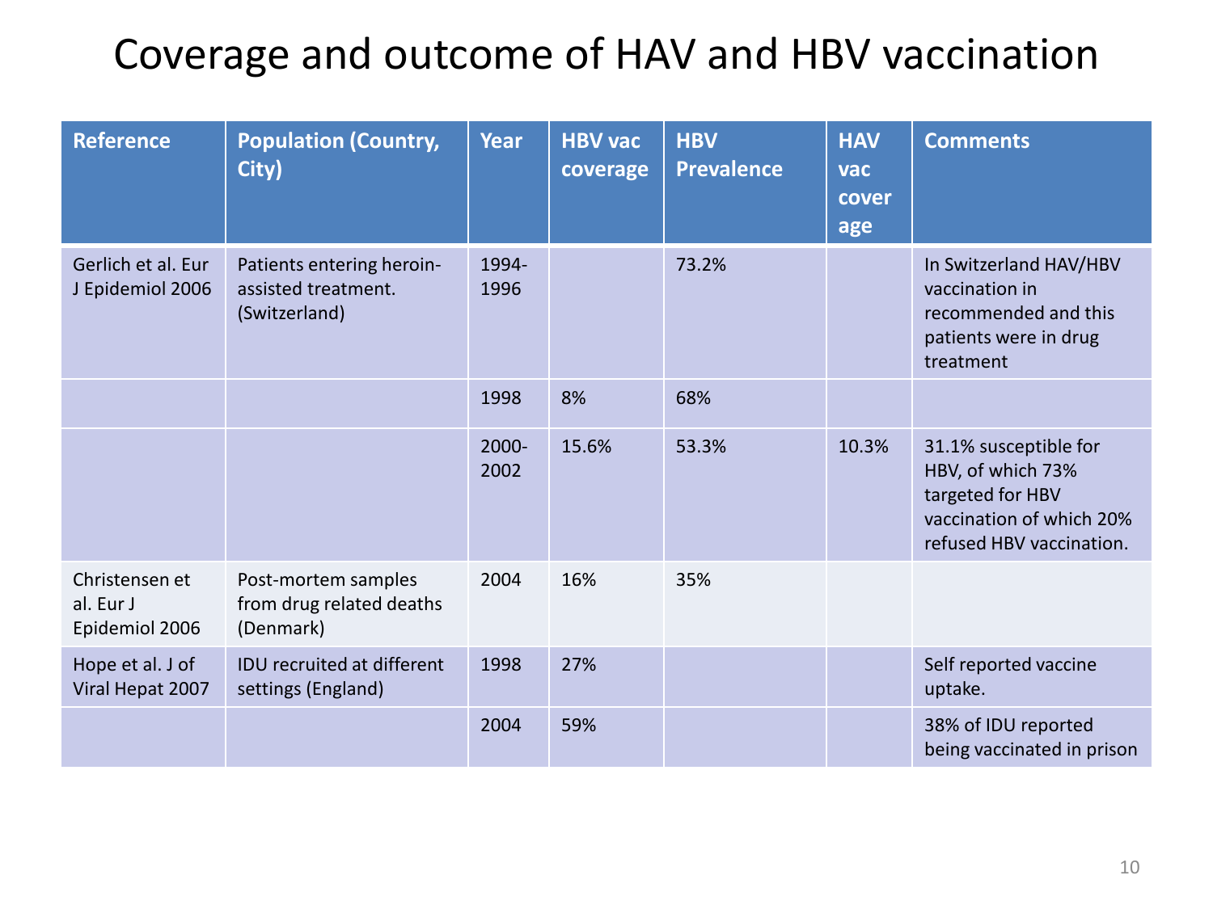# Coverage and outcome of HAV and HBV vaccination

| Reference | Population (Country, City) | Year | HBV vac coverage | HBV Prevalence | HAV vac cover age | Comments |
|---|---|---|---|---|---|---|
| Gerlich et al. Eur J Epidemiol 2006 | Patients entering heroin-assisted treatment. (Switzerland) | 1994-1996 | | 73.2% | | In Switzerland HAV/HBV vaccination in recommended and this patients were in drug treatment |
| | | 1998 | 8% | 68% | | |
| | | 2000-2002 | 15.6% | 53.3% | 10.3% | 31.1% susceptible for HBV, of which 73% targeted for HBV vaccination of which 20% refused HBV vaccination. |
| Christensen et al. Eur J Epidemiol 2006 | Post-mortem samples from drug related deaths (Denmark) | 2004 | 16% | 35% | | |
| Hope et al. J of Viral Hepat 2007 | IDU recruited at different settings (England) | 1998 | 27% | | | Self reported vaccine uptake. |
| | | 2004 | 59% | | | 38% of IDU reported being vaccinated in prison |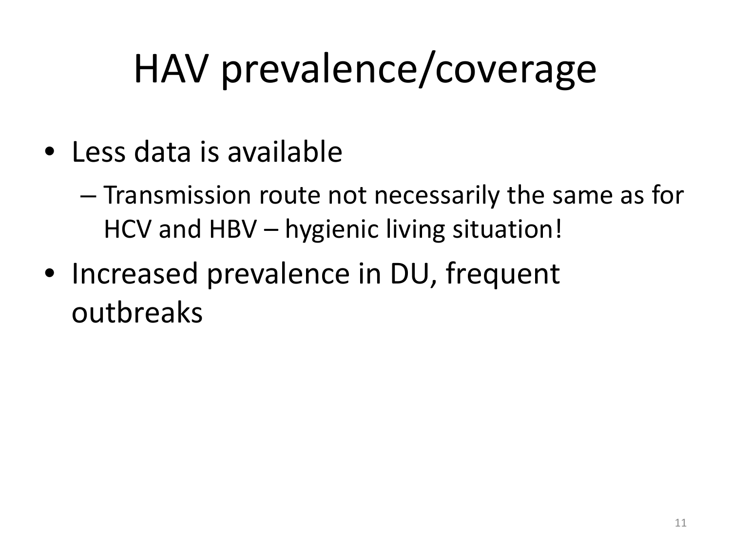# HAV prevalence/coverage

- Less data is available
  - Transmission route not necessarily the same as for HCV and HBV – hygienic living situation!
- Increased prevalence in DU, frequent outbreaks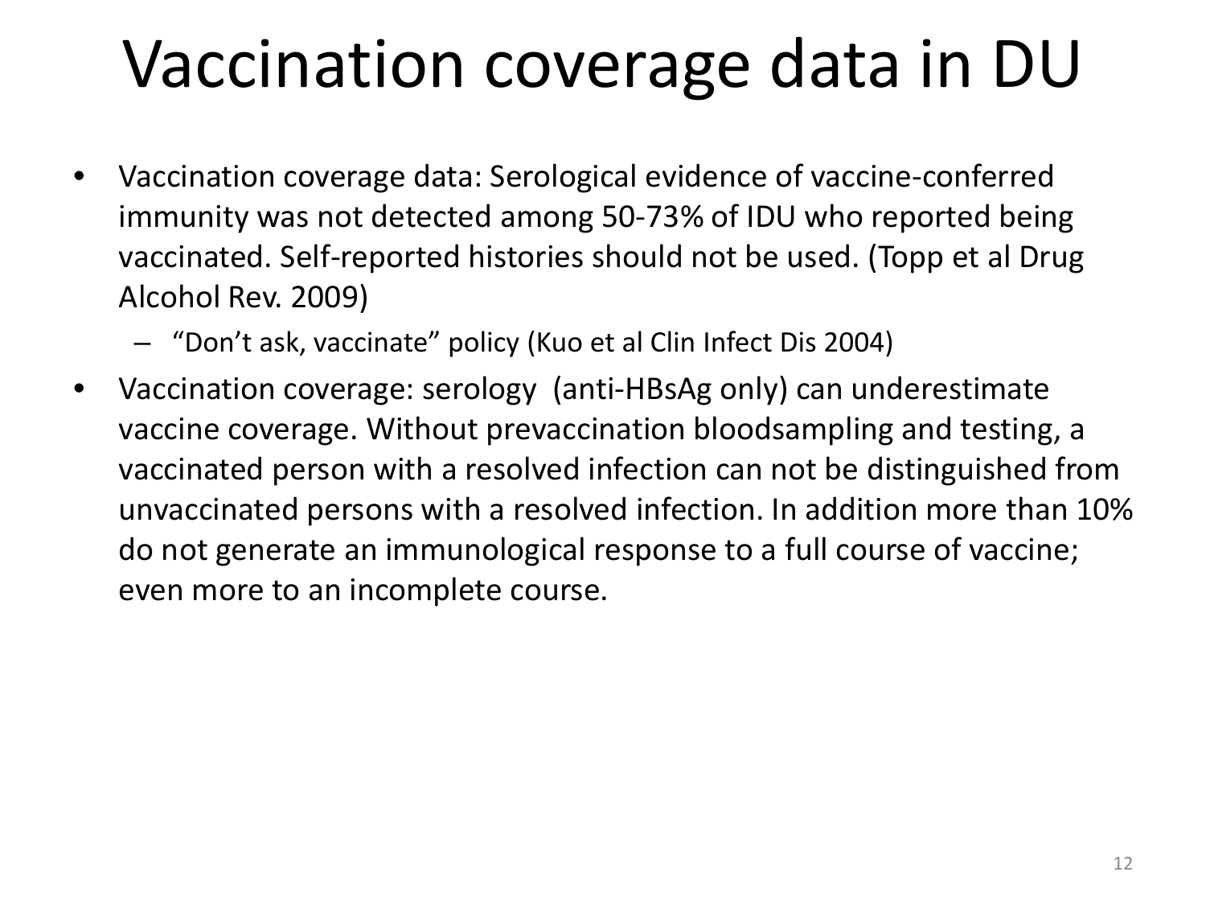# Vaccination coverage data in DU

- Vaccination coverage data: Serological evidence of vaccine-conferred immunity was not detected among 50-73% of IDU who reported being vaccinated. Self-reported histories should not be used. (Topp et al Drug Alcohol Rev. 2009)
  - "Don't ask, vaccinate" policy (Kuo et al Clin Infect Dis 2004)
- Vaccination coverage: serology (anti-HBsAg only) can underestimate vaccine coverage. Without prevaccination bloodsampling and testing, a vaccinated person with a resolved infection can not be distinguished from unvaccinated persons with a resolved infection. In addition more than 10% do not generate an immunological response to a full course of vaccine; even more to an incomplete course.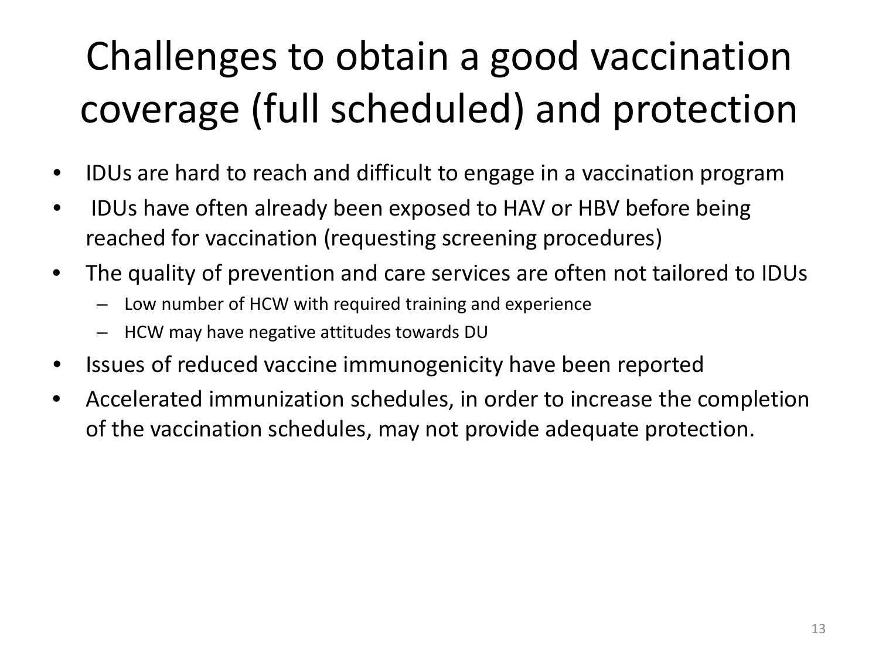# Challenges to obtain a good vaccination coverage (full scheduled) and protection

- IDUs are hard to reach and difficult to engage in a vaccination program
- IDUs have often already been exposed to HAV or HBV before being reached for vaccination (requesting screening procedures)
- The quality of prevention and care services are often not tailored to IDUs
  - Low number of HCW with required training and experience
  - HCW may have negative attitudes towards DU
- Issues of reduced vaccine immunogenicity have been reported
- Accelerated immunization schedules, in order to increase the completion of the vaccination schedules, may not provide adequate protection.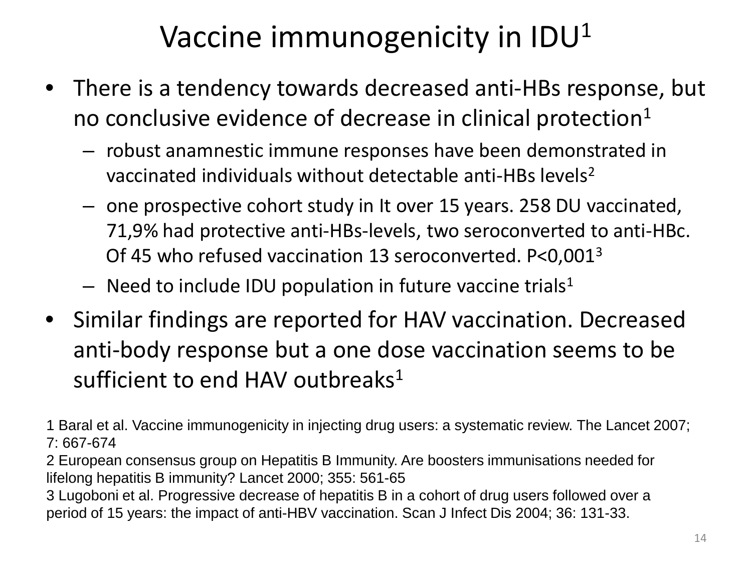# Vaccine immunogenicity in IDU[1]

- There is a tendency towards decreased anti-HBs response, but no conclusive evidence of decrease in clinical protection[1]
  - robust anamnestic immune responses have been demonstrated in vaccinated individuals without detectable anti-HBs levels[2]
  - one prospective cohort study in It over 15 years. 258 DU vaccinated, 71,9% had protective anti-HBs-levels, two seroconverted to anti-HBc. Of 45 who refused vaccination 13 seroconverted. P<0,001[3]
  - Need to include IDU population in future vaccine trials[1]
- Similar findings are reported for HAV vaccination. Decreased anti-body response but a one dose vaccination seems to be sufficient to end HAV outbreaks[1]

1 Baral et al. Vaccine immunogenicity in injecting drug users: a systematic review. The Lancet 2007; 7: 667-674
2 European consensus group on Hepatitis B Immunity. Are boosters immunisations needed for lifelong hepatitis B immunity? Lancet 2000; 355: 561-65
3 Lugoboni et al. Progressive decrease of hepatitis B in a cohort of drug users followed over a period of 15 years: the impact of anti-HBV vaccination. Scan J Infect Dis 2004; 36: 131-33.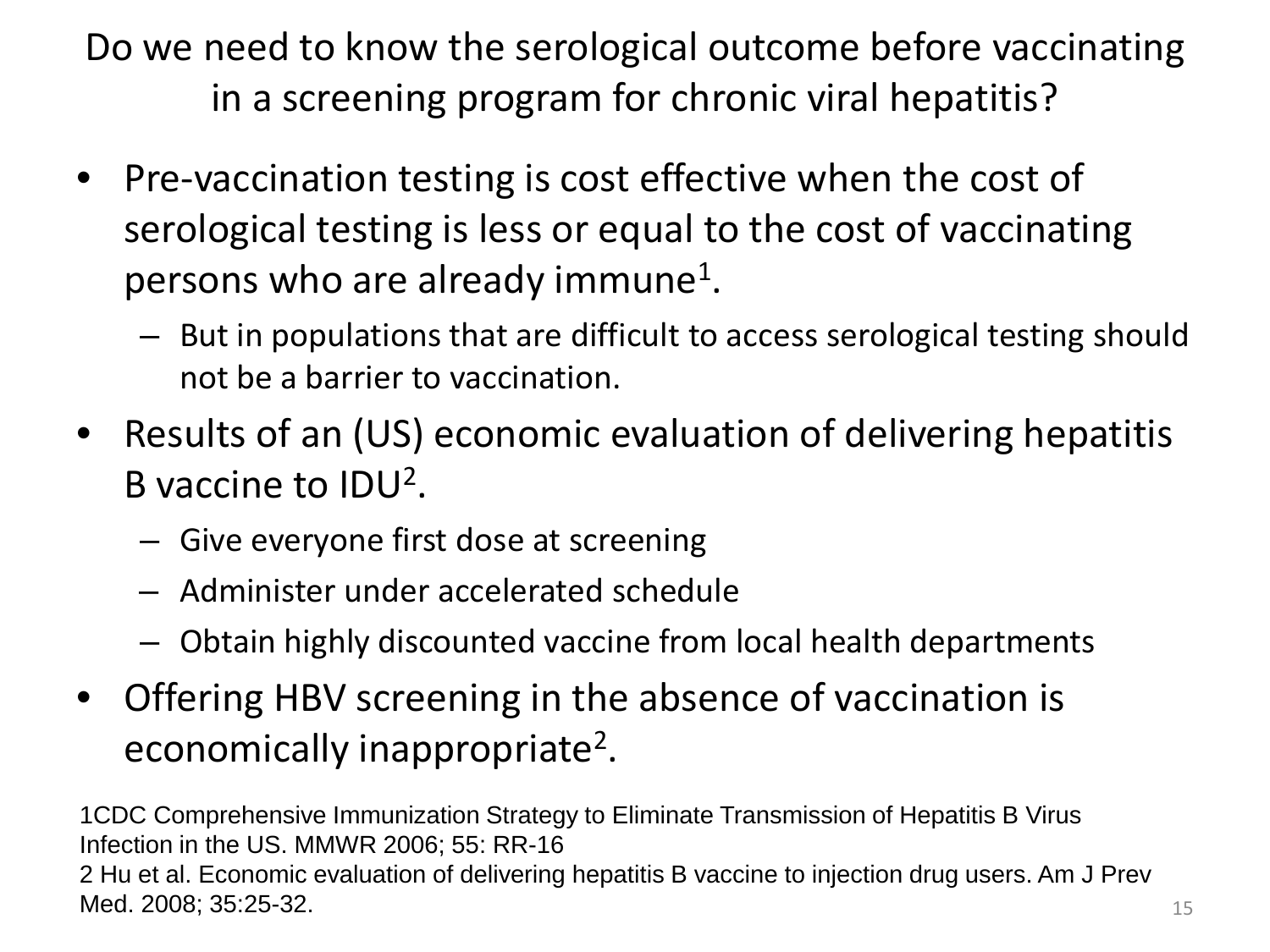# Do we need to know the serological outcome before vaccinating in a screening program for chronic viral hepatitis?

- Pre-vaccination testing is cost effective when the cost of serological testing is less or equal to the cost of vaccinating persons who are already immune[1].
  - But in populations that are difficult to access serological testing should not be a barrier to vaccination.
- Results of an (US) economic evaluation of delivering hepatitis B vaccine to IDU[2].
  - Give everyone first dose at screening
  - Administer under accelerated schedule
  - Obtain highly discounted vaccine from local health departments
- Offering HBV screening in the absence of vaccination is economically inappropriate[2].

1CDC Comprehensive Immunization Strategy to Eliminate Transmission of Hepatitis B Virus Infection in the US. MMWR 2006; 55: RR-16

2 Hu et al. Economic evaluation of delivering hepatitis B vaccine to injection drug users. Am J Prev Med. 2008; 35:25-32.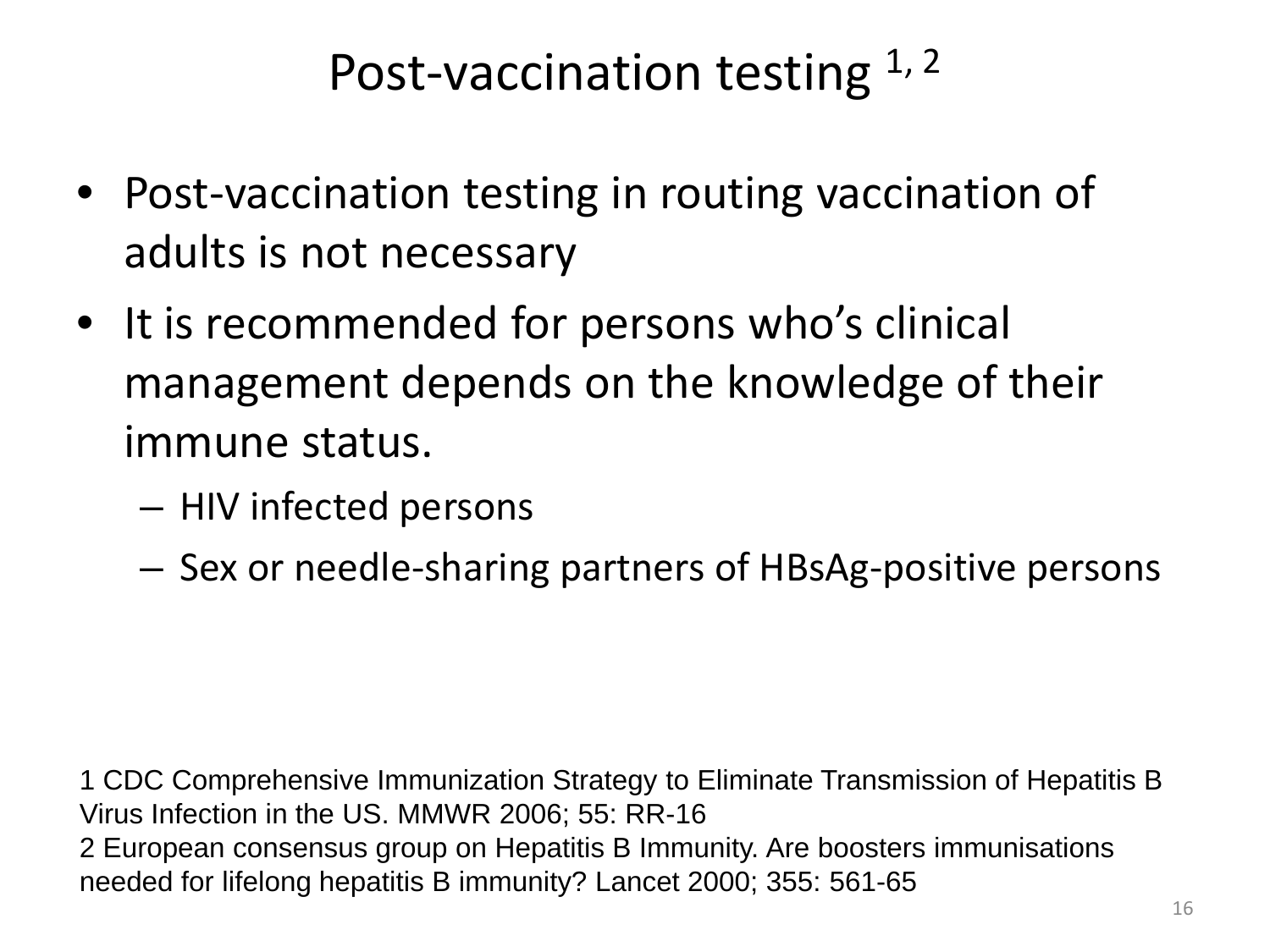# Post-vaccination testing [1, 2]

- Post-vaccination testing in routing vaccination of adults is not necessary
- It is recommended for persons who's clinical management depends on the knowledge of their immune status.
  - HIV infected persons
  - Sex or needle-sharing partners of HBsAg-positive persons

1 CDC Comprehensive Immunization Strategy to Eliminate Transmission of Hepatitis B Virus Infection in the US. MMWR 2006; 55: RR-16
2 European consensus group on Hepatitis B Immunity. Are boosters immunisations needed for lifelong hepatitis B immunity? Lancet 2000; 355: 561-65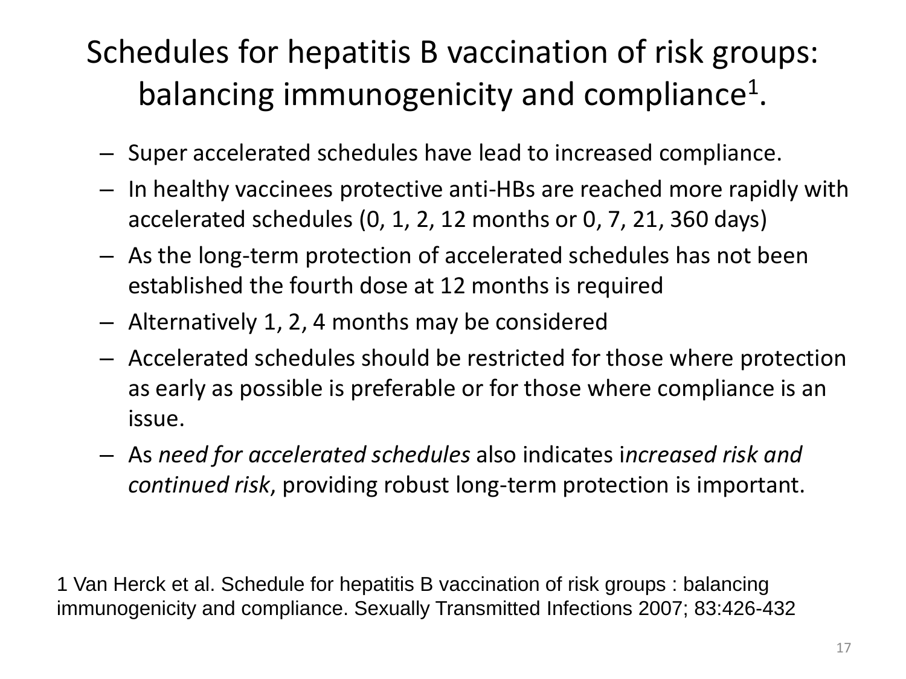# Schedules for hepatitis B vaccination of risk groups: balancing immunogenicity and compliance[1].

- Super accelerated schedules have lead to increased compliance.
- In healthy vaccinees protective anti-HBs are reached more rapidly with accelerated schedules (0, 1, 2, 12 months or 0, 7, 21, 360 days)
- As the long-term protection of accelerated schedules has not been established the fourth dose at 12 months is required
- Alternatively 1, 2, 4 months may be considered
- Accelerated schedules should be restricted for those where protection as early as possible is preferable or for those where compliance is an issue.
- As *need for accelerated schedules* also indicates i*ncreased risk and continued risk*, providing robust long-term protection is important.

1 Van Herck et al. Schedule for hepatitis B vaccination of risk groups : balancing immunogenicity and compliance. Sexually Transmitted Infections 2007; 83:426-432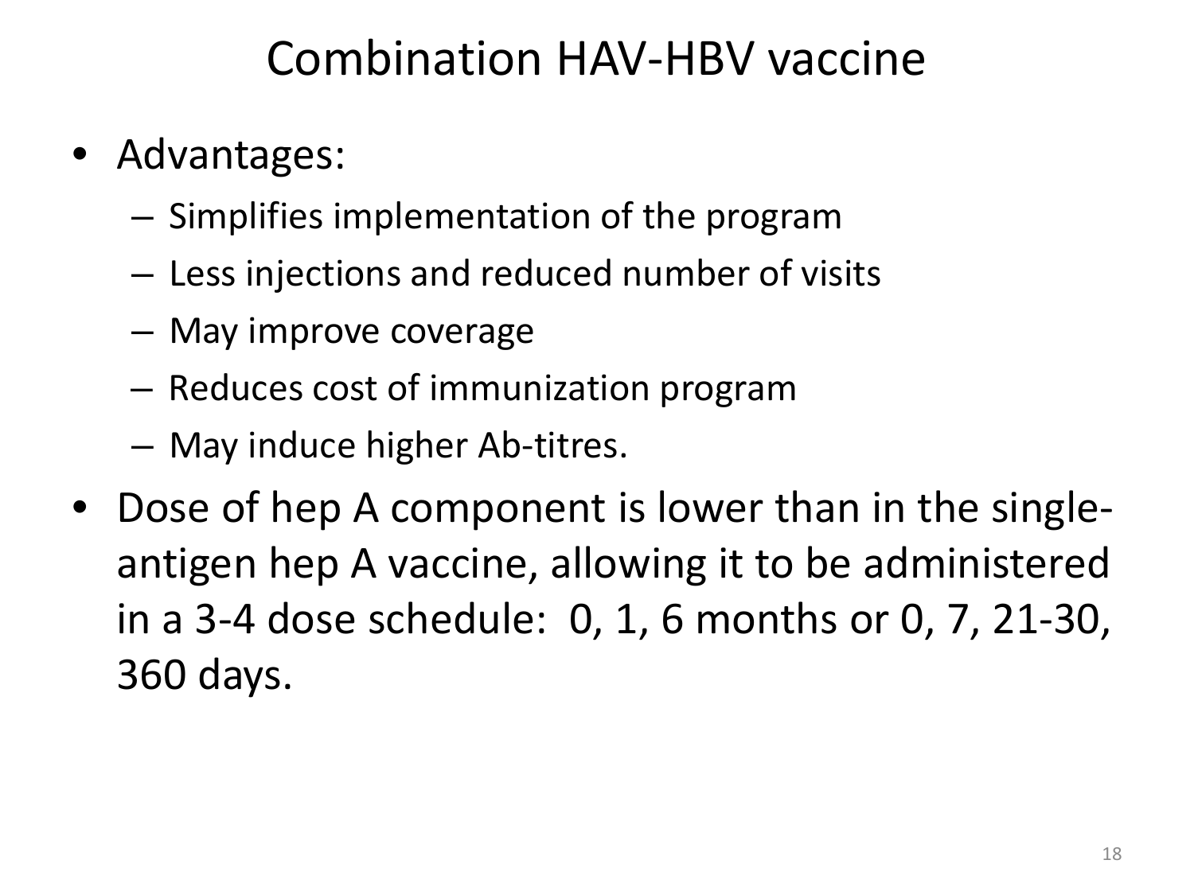# Combination HAV-HBV vaccine

- Advantages:
  - Simplifies implementation of the program
  - Less injections and reduced number of visits
  - May improve coverage
  - Reduces cost of immunization program
  - May induce higher Ab-titres.
- Dose of hep A component is lower than in the single-antigen hep A vaccine, allowing it to be administered in a 3-4 dose schedule: 0, 1, 6 months or 0, 7, 21-30, 360 days.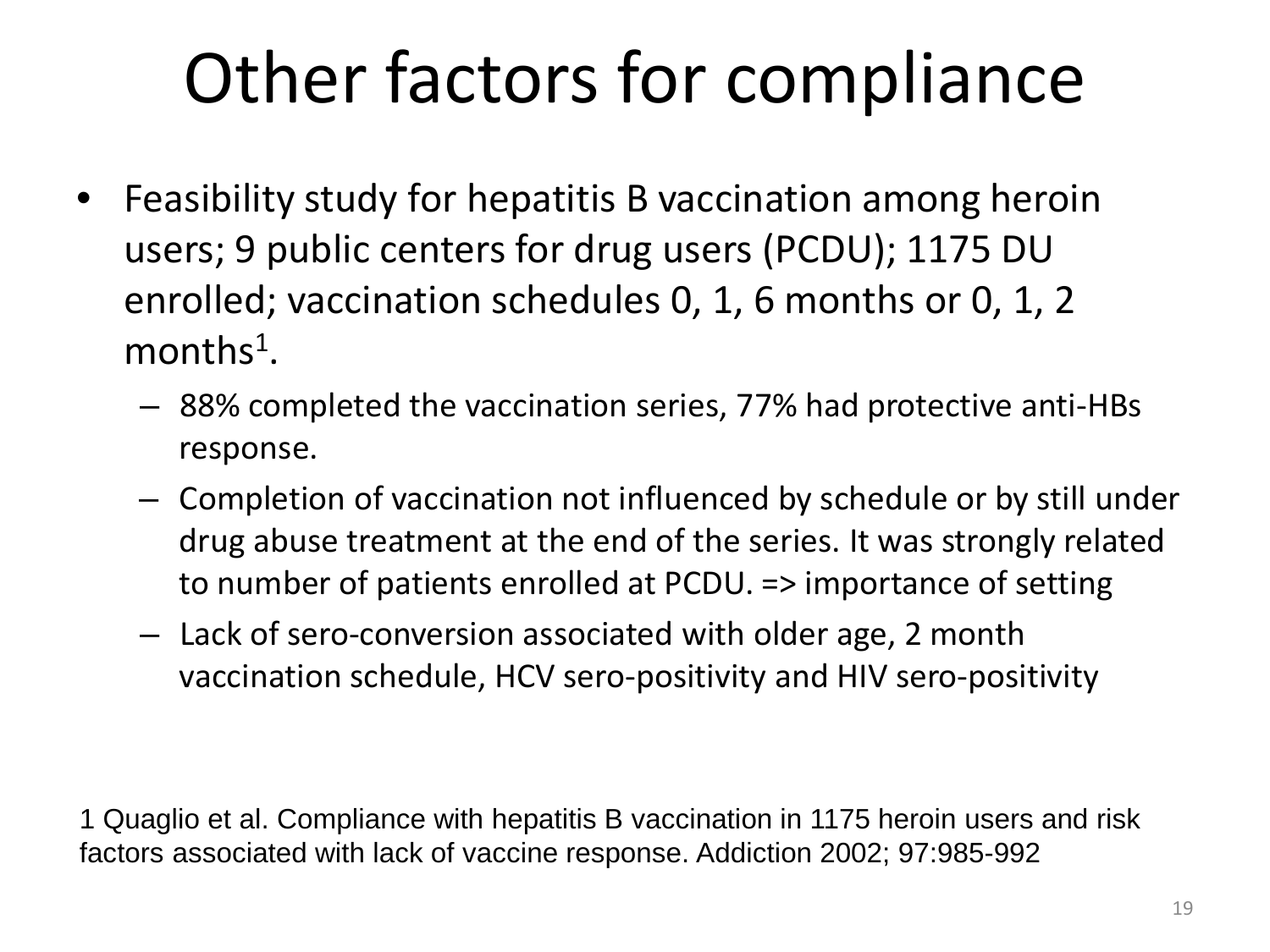# Other factors for compliance

- Feasibility study for hepatitis B vaccination among heroin users; 9 public centers for drug users (PCDU); 1175 DU enrolled; vaccination schedules 0, 1, 6 months or 0, 1, 2 months[1].
  - 88% completed the vaccination series, 77% had protective anti-HBs response.
  - Completion of vaccination not influenced by schedule or by still under drug abuse treatment at the end of the series. It was strongly related to number of patients enrolled at PCDU. => importance of setting
  - Lack of sero-conversion associated with older age, 2 month vaccination schedule, HCV sero-positivity and HIV sero-positivity

1 Quaglio et al. Compliance with hepatitis B vaccination in 1175 heroin users and risk factors associated with lack of vaccine response. Addiction 2002; 97:985-992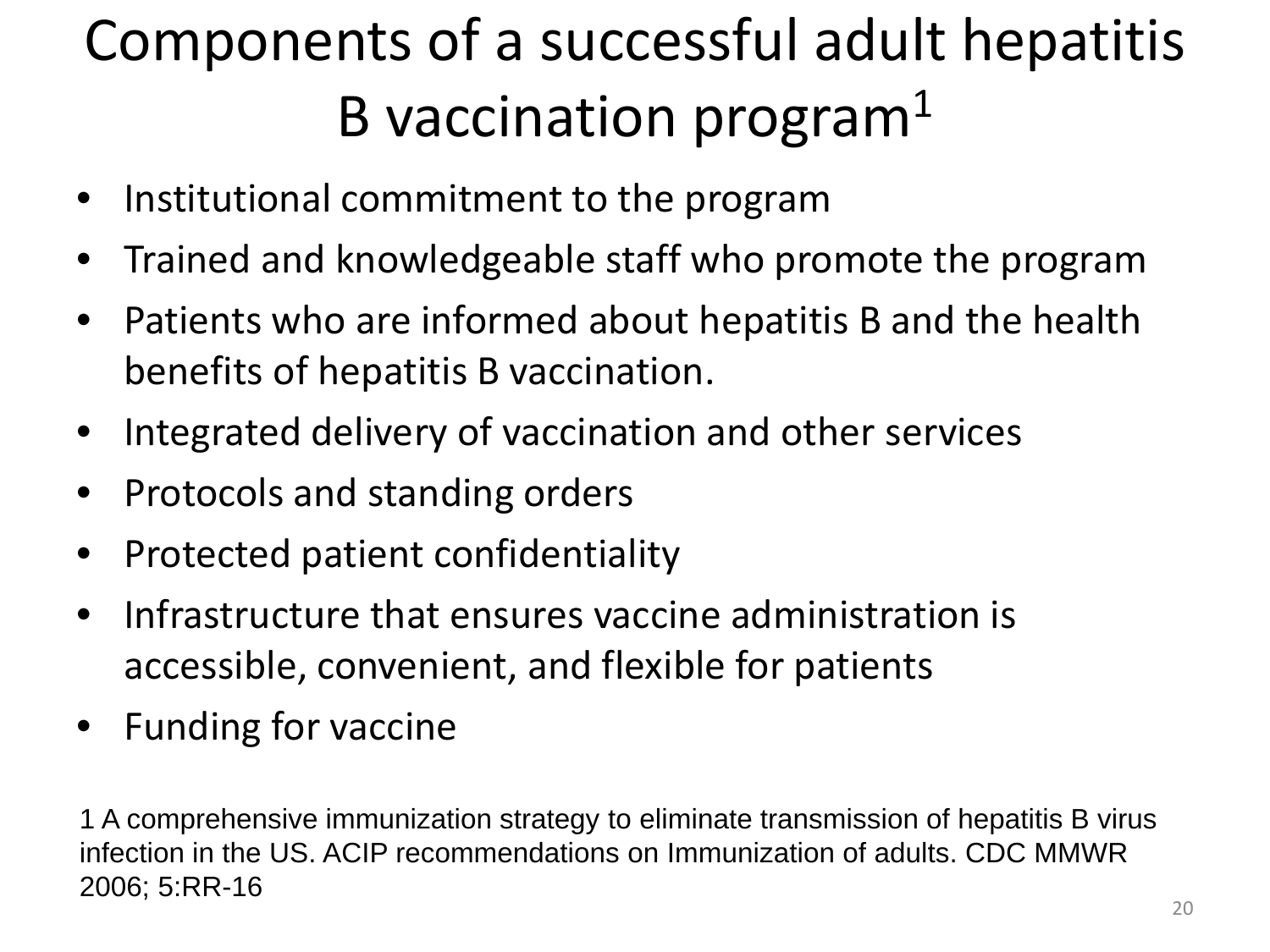# Components of a successful adult hepatitis B vaccination program[1]

- Institutional commitment to the program
- Trained and knowledgeable staff who promote the program
- Patients who are informed about hepatitis B and the health benefits of hepatitis B vaccination.
- Integrated delivery of vaccination and other services
- Protocols and standing orders
- Protected patient confidentiality
- Infrastructure that ensures vaccine administration is accessible, convenient, and flexible for patients
- Funding for vaccine

1 A comprehensive immunization strategy to eliminate transmission of hepatitis B virus infection in the US. ACIP recommendations on Immunization of adults. CDC MMWR 2006; 5:RR-16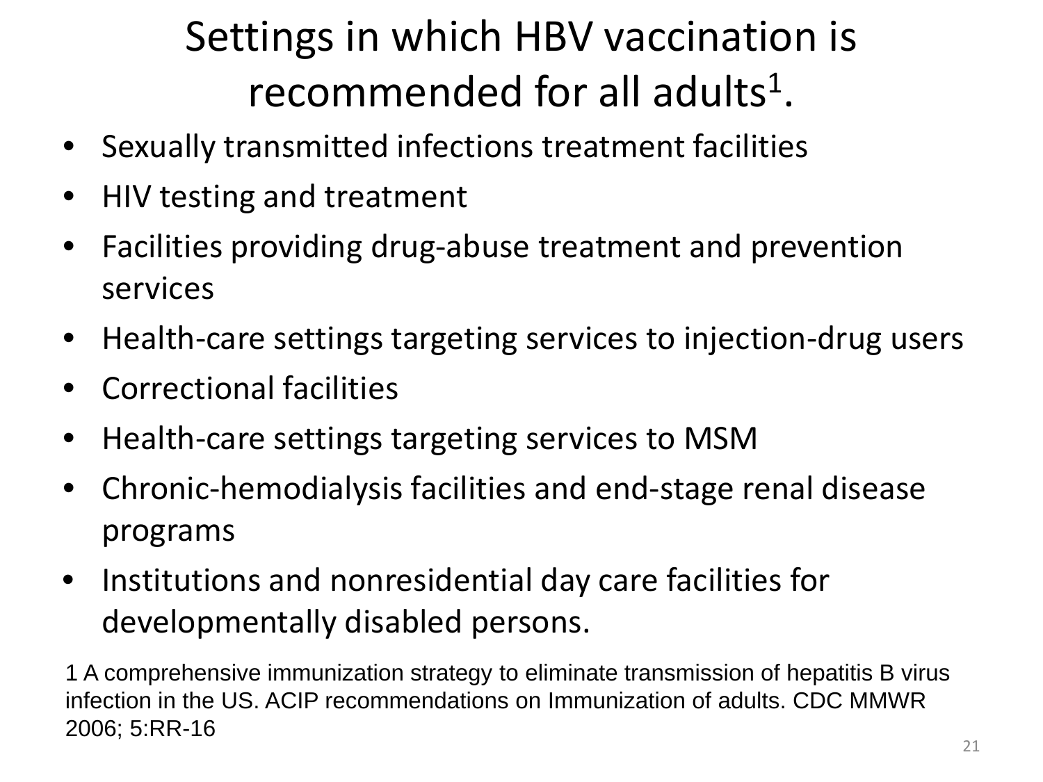# Settings in which HBV vaccination is recommended for all adults[1].

- Sexually transmitted infections treatment facilities
- HIV testing and treatment
- Facilities providing drug-abuse treatment and prevention services
- Health-care settings targeting services to injection-drug users
- Correctional facilities
- Health-care settings targeting services to MSM
- Chronic-hemodialysis facilities and end-stage renal disease programs
- Institutions and nonresidential day care facilities for developmentally disabled persons.

1 A comprehensive immunization strategy to eliminate transmission of hepatitis B virus infection in the US. ACIP recommendations on Immunization of adults. CDC MMWR 2006; 5:RR-16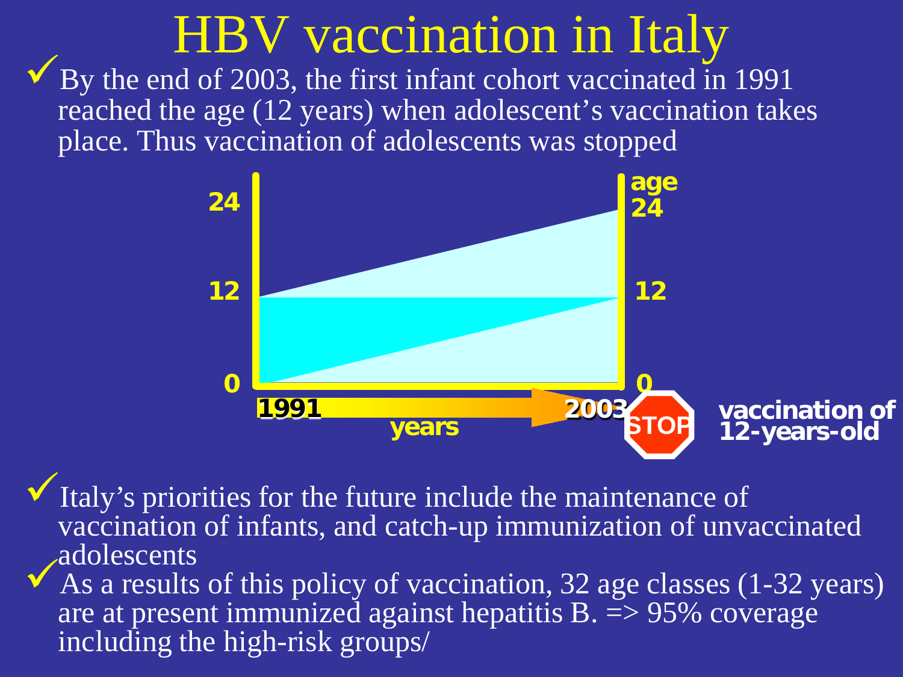# HBV vaccination in Italy

- By the end of 2003, the first infant cohort vaccinated in 1991 reached the age (12 years) when adolescent's vaccination takes place. Thus vaccination of adolescents was stopped

24 — 12 — 0 — 1991 — years — 2003 — age 24 — 12 — 0 — STOP — vaccination of 12-years-old

- Italy's priorities for the future include the maintenance of vaccination of infants, and catch-up immunization of unvaccinated adolescents
- As a results of this policy of vaccination, 32 age classes (1-32 years) are at present immunized against hepatitis B. => 95% coverage including the high-risk groups/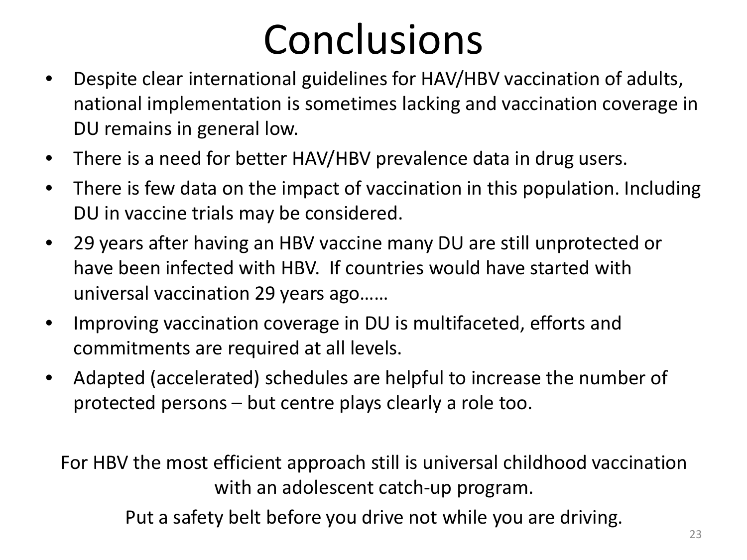# Conclusions

- Despite clear international guidelines for HAV/HBV vaccination of adults, national implementation is sometimes lacking and vaccination coverage in DU remains in general low.
- There is a need for better HAV/HBV prevalence data in drug users.
- There is few data on the impact of vaccination in this population. Including DU in vaccine trials may be considered.
- 29 years after having an HBV vaccine many DU are still unprotected or have been infected with HBV. If countries would have started with universal vaccination 29 years ago……
- Improving vaccination coverage in DU is multifaceted, efforts and commitments are required at all levels.
- Adapted (accelerated) schedules are helpful to increase the number of protected persons – but centre plays clearly a role too.

For HBV the most efficient approach still is universal childhood vaccination with an adolescent catch-up program.

Put a safety belt before you drive not while you are driving.